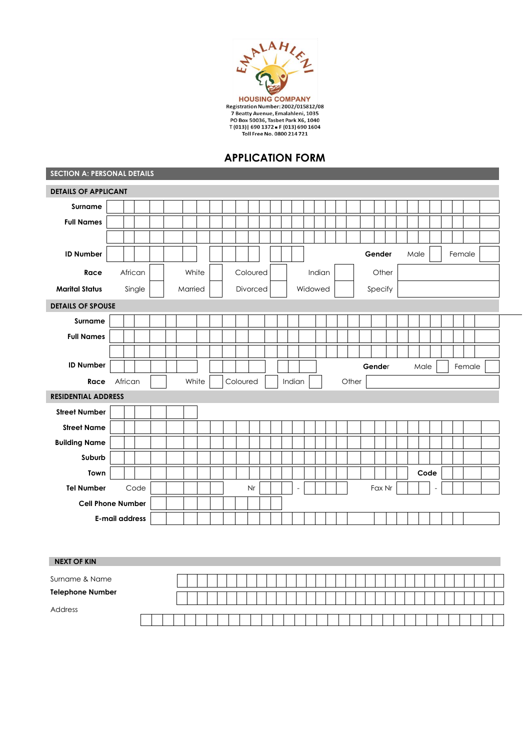EMALAHLENI

HOUSING COMPANY

Registration Number: 2002/015812/08
7 Beatty Avenue, Emalahleni, 1035
PO Box 50036, Tasbet Park X6, 1040
T (013)| 690 1372 ▪ F (013) 690 1604
Toll Free No. 0800 214 721

# APPLICATION FORM

## SECTION A: PERSONAL DETAILS

### DETAILS OF APPLICANT

| | | | | | | | | | | |
|---|---|---|---|---|---|---|---|---|---|---|
| **Surname** | | | | | | | | | | |
| **Full Names** | | | | | | | | | | |
| | | | | | | | | | | |
| **ID Number** | | | | | | | **Gender** | Male | Female | |
| **Race** | African | | White | | Coloured | | Indian | | Other | |
| **Marital Status** | Single | | Married | | Divorced | | Widowed | | Specify | |

### DETAILS OF SPOUSE

| | | | | | | | | | | |
|---|---|---|---|---|---|---|---|---|---|---|
| **Surname** | | | | | | | | | | |
| **Full Names** | | | | | | | | | | |
| | | | | | | | | | | |
| **ID Number** | | | | | | | **Gender** | Male | Female | |
| **Race** | African | | White | | Coloured | | Indian | | Other | |

### RESIDENTIAL ADDRESS

| | | | | | |
|---|---|---|---|---|---|
| **Street Number** | | | | | |
| **Street Name** | | | | | |
| **Building Name** | | | | | |
| **Suburb** | | | | | |
| **Town** | | | | **Code** | |
| **Tel Number** | Code | Nr | - | Fax Nr | - |
| **Cell Phone Number** | | | | | |
| **E-mail address** | | | | | |

### NEXT OF KIN

| | |
|---|---|
| Surname & Name | |
| **Telephone Number** | |
| Address | |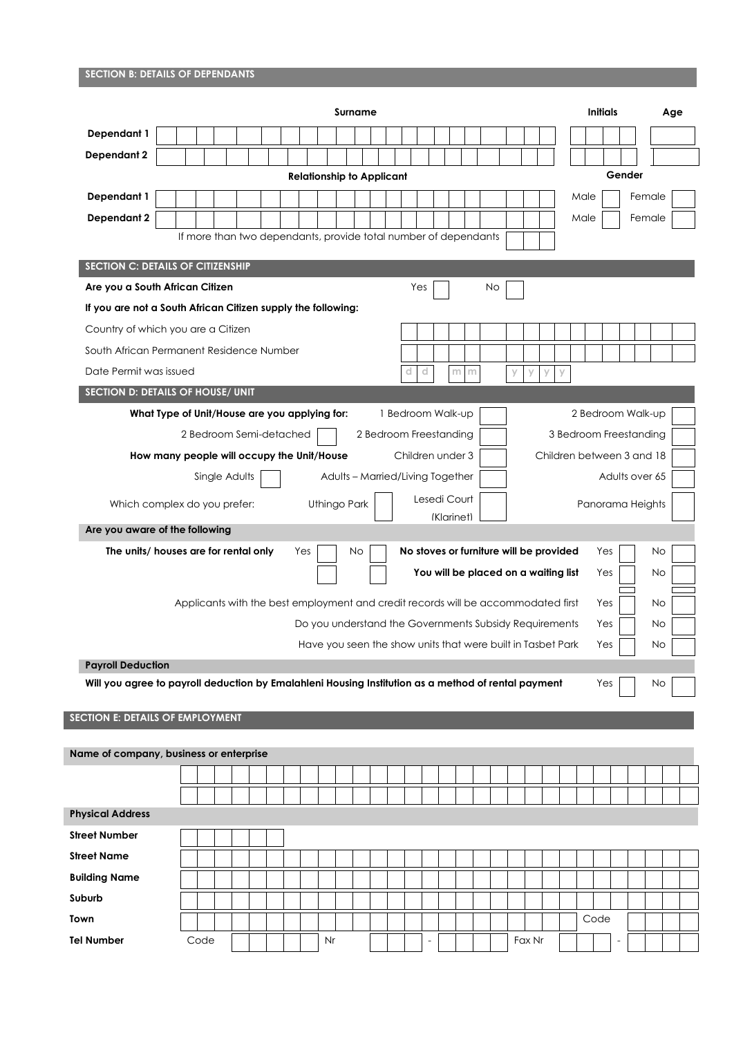## SECTION B: DETAILS OF DEPENDANTS

| | Surname | Initials | Age |
|---|---|---|---|
| **Dependant 1** | | | |
| **Dependant 2** | | | |

| | Relationship to Applicant | Gender | |
|---|---|---|---|
| **Dependant 1** | | Male ☐ | Female ☐ |
| **Dependant 2** | | Male ☐ | Female ☐ |

If more than two dependants, provide total number of dependants ☐

## SECTION C: DETAILS OF CITIZENSHIP

**Are you a South African Citizen** Yes ☐ No ☐

**If you are not a South African Citizen supply the following:**

| | |
|---|---|
| Country of which you are a Citizen | |
| South African Permanent Residence Number | |
| Date Permit was issued | d d m m y y y y |

## SECTION D: DETAILS OF HOUSE/ UNIT

**What Type of Unit/House are you applying for:** 1 Bedroom Walk-up ☐ 2 Bedroom Walk-up ☐

2 Bedroom Semi-detached ☐ 2 Bedroom Freestanding ☐ 3 Bedroom Freestanding ☐

**How many people will occupy the Unit/House** Children under 3 ☐ Children between 3 and 18 ☐

Single Adults ☐ Adults – Married/Living Together ☐ Adults over 65 ☐

Which complex do you prefer: Uthingo Park ☐ Lesedi Court (Klarinet) ☐ Panorama Heights ☐

**Are you aware of the following**

**The units/ houses are for rental only** Yes ☐ No ☐ **No stoves or furniture will be provided** Yes ☐ No ☐

**You will be placed on a waiting list** Yes ☐ No ☐

Applicants with the best employment and credit records will be accommodated first Yes ☐ No ☐

Do you understand the Governments Subsidy Requirements Yes ☐ No ☐

Have you seen the show units that were built in Tasbet Park Yes ☐ No ☐

**Payroll Deduction**

**Will you agree to payroll deduction by Emalahleni Housing Institution as a method of rental payment** Yes ☐ No ☐

## SECTION E: DETAILS OF EMPLOYMENT

**Name of company, business or enterprise**

| |
|---|
| |
| |

**Physical Address**

| | |
|---|---|
| **Street Number** | |
| **Street Name** | |
| **Building Name** | |
| **Suburb** | |
| **Town** | Code |
| **Tel Number** | Code Nr - Fax Nr - |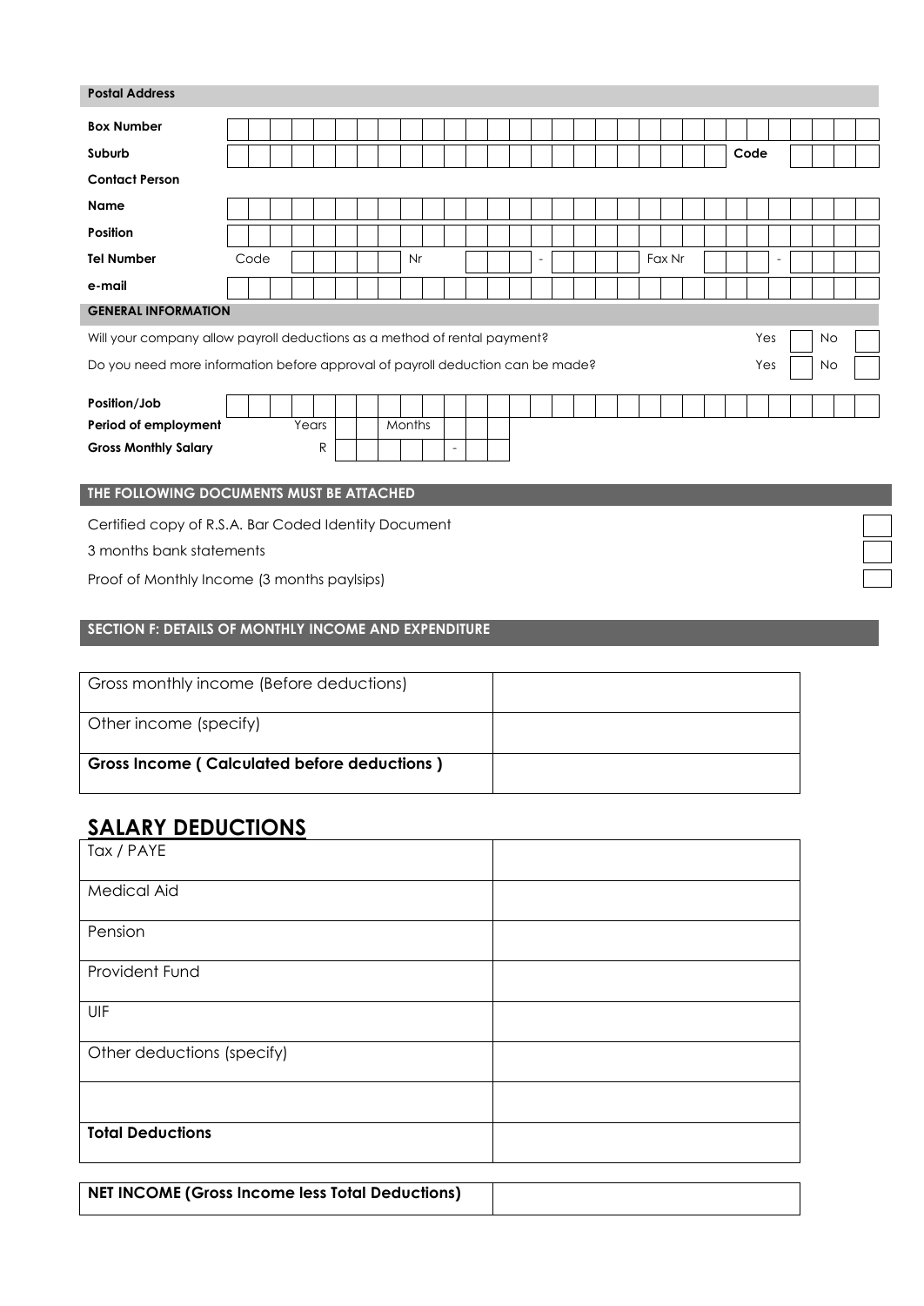**Postal Address**

| | | | |
|---|---|---|---|
| **Box Number** | | | |
| **Suburb** | | **Code** | |

**Contact Person**

| | | | | | |
|---|---|---|---|---|---|
| **Name** | | | | | |
| **Position** | | | | | |
| **Tel Number** | Code | Nr | - | Fax Nr | - |
| **e-mail** | | | | | |

**GENERAL INFORMATION**

| | | |
|---|---|---|
| Will your company allow payroll deductions as a method of rental payment? | Yes | No |
| Do you need more information before approval of payroll deduction can be made? | Yes | No |

| | | | |
|---|---|---|---|
| **Position/Job** | | | |
| **Period of employment** | Years | Months | |
| **Gross Monthly Salary** | R | | - |

**THE FOLLOWING DOCUMENTS MUST BE ATTACHED**

| | |
|---|---|
| Certified copy of R.S.A. Bar Coded Identity Document | |
| 3 months bank statements | |
| Proof of Monthly Income (3 months paylsips) | |

**SECTION F: DETAILS OF MONTHLY INCOME AND EXPENDITURE**

| | |
|---|---|
| Gross monthly income (Before deductions) | |
| Other income (specify) | |
| **Gross Income ( Calculated before deductions )** | |

## SALARY DEDUCTIONS

| | |
|---|---|
| Tax / PAYE | |
| Medical Aid | |
| Pension | |
| Provident Fund | |
| UIF | |
| Other deductions (specify) | |
| | |
| **Total Deductions** | |

| | |
|---|---|
| **NET INCOME (Gross Income less Total Deductions)** | |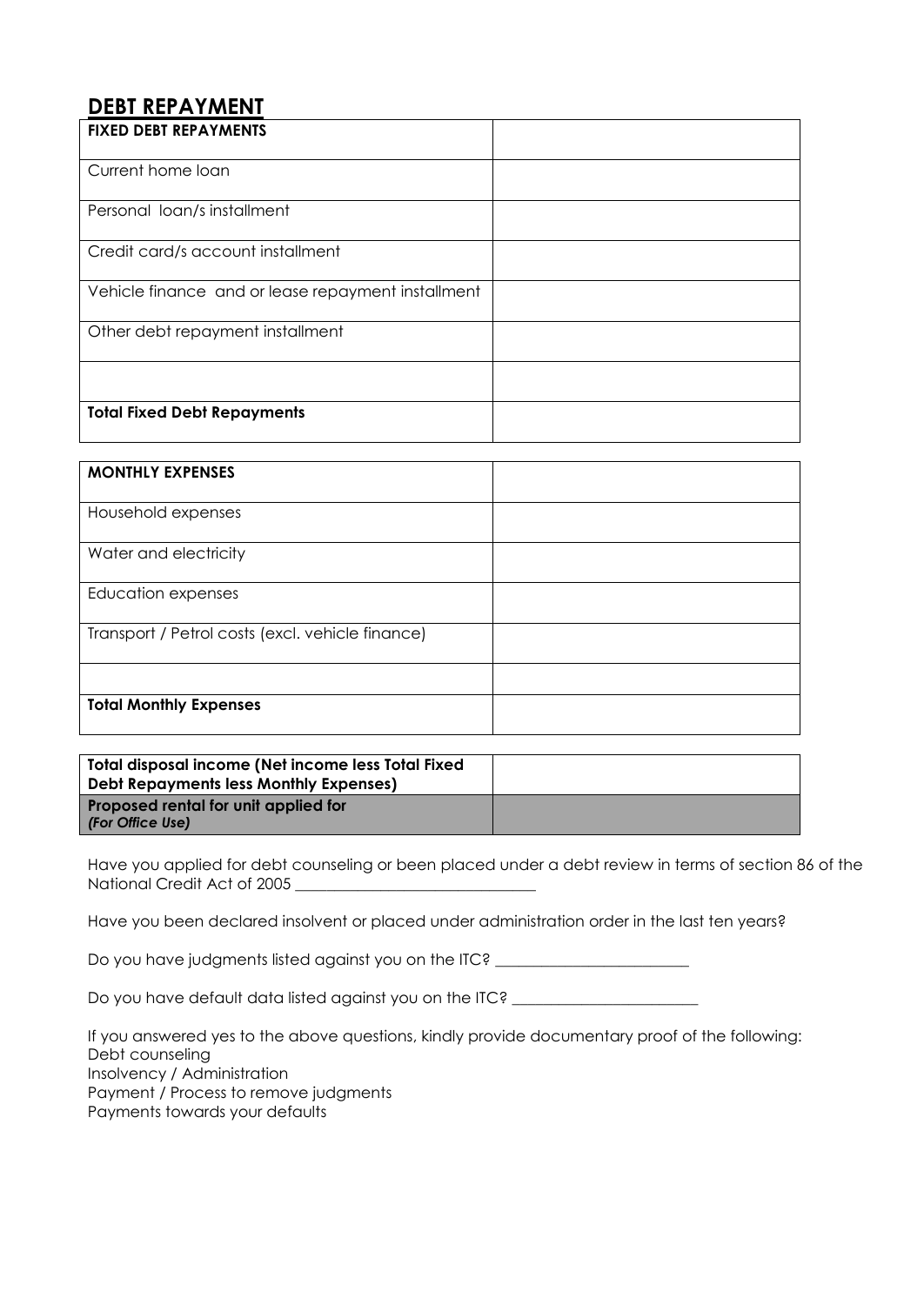## DEBT REPAYMENT

| **FIXED DEBT REPAYMENTS** | |
|---|---|
| Current home loan | |
| Personal loan/s installment | |
| Credit card/s account installment | |
| Vehicle finance and or lease repayment installment | |
| Other debt repayment installment | |
| | |
| **Total Fixed Debt Repayments** | |

| **MONTHLY EXPENSES** | |
|---|---|
| Household expenses | |
| Water and electricity | |
| Education expenses | |
| Transport / Petrol costs (excl. vehicle finance) | |
| | |
| **Total Monthly Expenses** | |

| **Total disposal income (Net income less Total Fixed Debt Repayments less Monthly Expenses)** | |
|---|---|
| **Proposed rental for unit applied for** ***(For Office Use)*** | |

Have you applied for debt counseling or been placed under a debt review in terms of section 86 of the National Credit Act of 2005 ______________________________

Have you been declared insolvent or placed under administration order in the last ten years?

Do you have judgments listed against you on the ITC? ________________________

Do you have default data listed against you on the ITC? _______________________

If you answered yes to the above questions, kindly provide documentary proof of the following:
Debt counseling
Insolvency / Administration
Payment / Process to remove judgments
Payments towards your defaults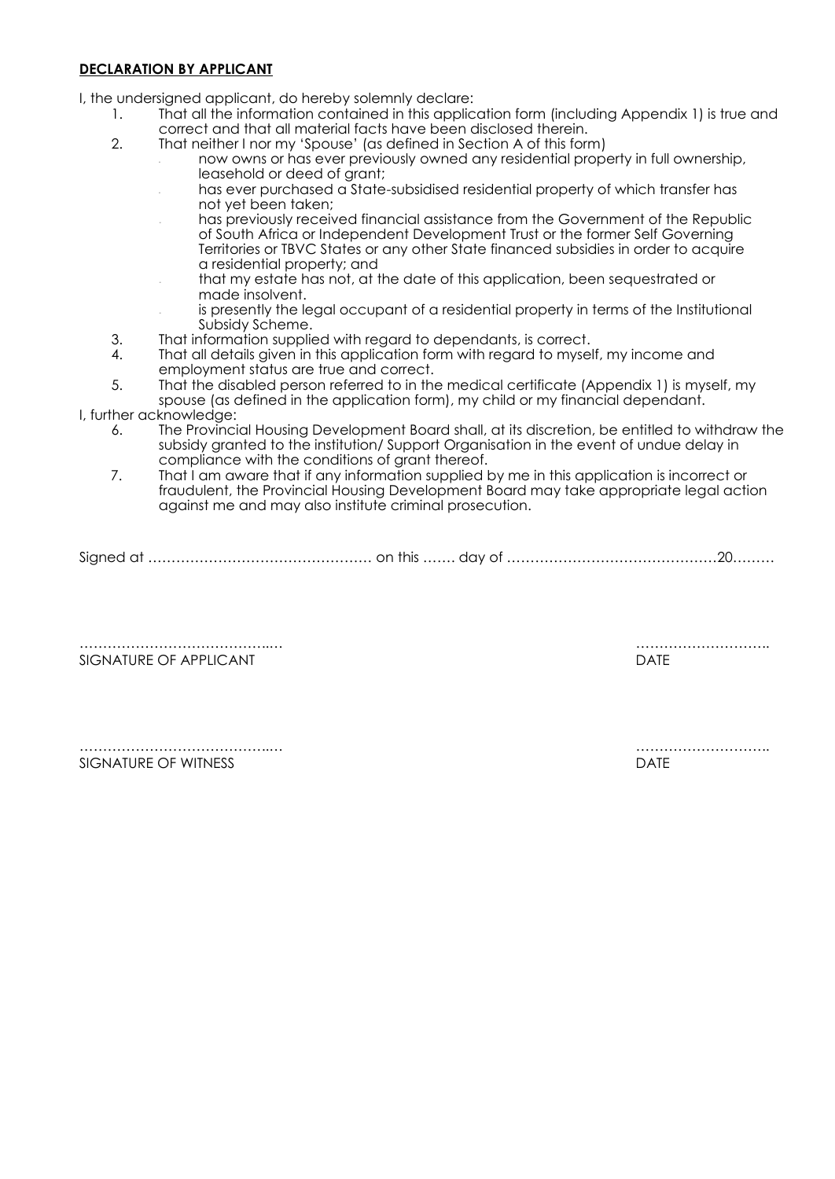**DECLARATION BY APPLICANT**

I, the undersigned applicant, do hereby solemnly declare:

1. That all the information contained in this application form (including Appendix 1) is true and correct and that all material facts have been disclosed therein.
2. That neither I nor my 'Spouse' (as defined in Section A of this form)
   - now owns or has ever previously owned any residential property in full ownership, leasehold or deed of grant;
   - has ever purchased a State-subsidised residential property of which transfer has not yet been taken;
   - has previously received financial assistance from the Government of the Republic of South Africa or Independent Development Trust or the former Self Governing Territories or TBVC States or any other State financed subsidies in order to acquire a residential property; and
   - that my estate has not, at the date of this application, been sequestrated or made insolvent.
   - is presently the legal occupant of a residential property in terms of the Institutional Subsidy Scheme.
3. That information supplied with regard to dependants, is correct.
4. That all details given in this application form with regard to myself, my income and employment status are true and correct.
5. That the disabled person referred to in the medical certificate (Appendix 1) is myself, my spouse (as defined in the application form), my child or my financial dependant.

I, further acknowledge:

6. The Provincial Housing Development Board shall, at its discretion, be entitled to withdraw the subsidy granted to the institution/ Support Organisation in the event of undue delay in compliance with the conditions of grant thereof.
7. That I am aware that if any information supplied by me in this application is incorrect or fraudulent, the Provincial Housing Development Board may take appropriate legal action against me and may also institute criminal prosecution.

Signed at ………………………………………… on this ……. day of ………………………………………20………

……………………………………..…　　　　　　　　　　　　　　　　　　……………………….
SIGNATURE OF APPLICANT　　　　　　　　　　　　　　　　　　　　　DATE

……………………………………..…　　　　　　　　　　　　　　　　　　……………………….
SIGNATURE OF WITNESS　　　　　　　　　　　　　　　　　　　　　　DATE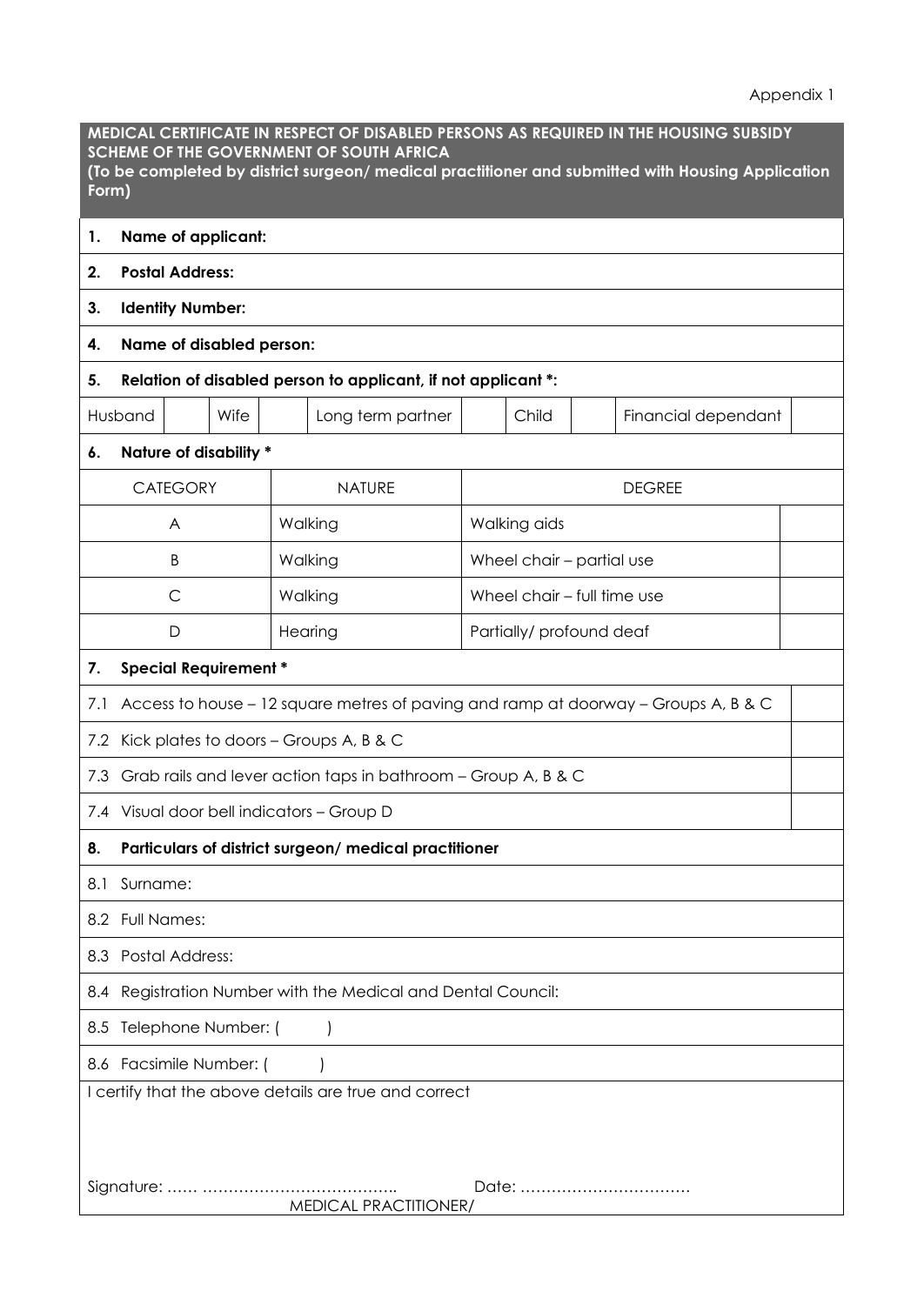Appendix 1

**MEDICAL CERTIFICATE IN RESPECT OF DISABLED PERSONS AS REQUIRED IN THE HOUSING SUBSIDY SCHEME OF THE GOVERNMENT OF SOUTH AFRICA**
**(To be completed by district surgeon/ medical practitioner and submitted with Housing Application Form)**

**1. Name of applicant:**

**2. Postal Address:**

**3. Identity Number:**

**4. Name of disabled person:**

**5. Relation of disabled person to applicant, if not applicant *:**

| Husband | | Wife | | Long term partner | | Child | | Financial dependant | |
|---|---|---|---|---|---|---|---|---|---|

**6. Nature of disability ***

| CATEGORY | NATURE | DEGREE | |
|---|---|---|---|
| A | Walking | Walking aids | |
| B | Walking | Wheel chair – partial use | |
| C | Walking | Wheel chair – full time use | |
| D | Hearing | Partially/ profound deaf | |

**7. Special Requirement ***

| | |
|---|---|
| 7.1 Access to house – 12 square metres of paving and ramp at doorway – Groups A, B & C | |
| 7.2 Kick plates to doors – Groups A, B & C | |
| 7.3 Grab rails and lever action taps in bathroom – Group A, B & C | |
| 7.4 Visual door bell indicators – Group D | |

**8. Particulars of district surgeon/ medical practitioner**

8.1 Surname:

8.2 Full Names:

8.3 Postal Address:

8.4 Registration Number with the Medical and Dental Council:

8.5 Telephone Number: (     )

8.6 Facsimile Number: (     )

I certify that the above details are true and correct

Signature: …… ……………………………….. Date: ……………………………
MEDICAL PRACTITIONER/